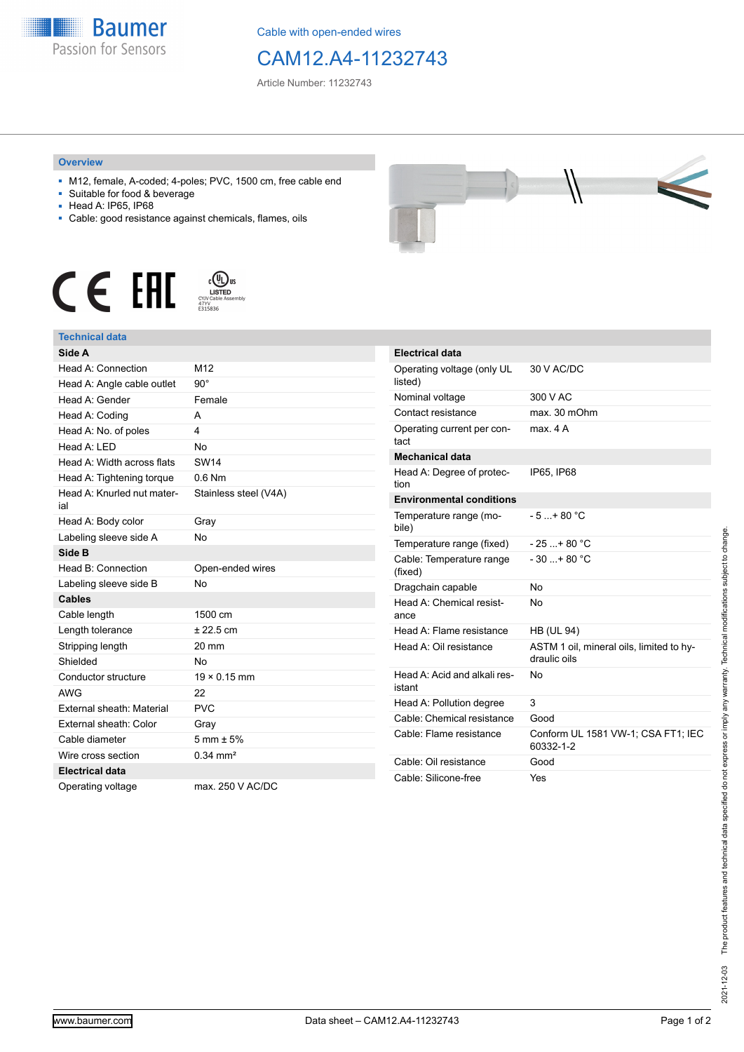Cable with open-ended wires

# CAM12.A4-11232743

Article Number: 11232743

## Overview

- M12, female, A-coded; 4-poles; PVC, 1500 cm, free cable end
- Suitable for food & beverage
- Head A: IP65, IP68
- Cable: good resistance against chemicals, flames, oils

## Technical data

| **Side A** | |
|---|---|
| Head A: Connection | M12 |
| Head A: Angle cable outlet | 90° |
| Head A: Gender | Female |
| Head A: Coding | A |
| Head A: No. of poles | 4 |
| Head A: LED | No |
| Head A: Width across flats | SW14 |
| Head A: Tightening torque | 0.6 Nm |
| Head A: Knurled nut material | Stainless steel (V4A) |
| Head A: Body color | Gray |
| Labeling sleeve side A | No |
| **Side B** | |
| Head B: Connection | Open-ended wires |
| Labeling sleeve side B | No |
| **Cables** | |
| Cable length | 1500 cm |
| Length tolerance | ± 22.5 cm |
| Stripping length | 20 mm |
| Shielded | No |
| Conductor structure | 19 × 0.15 mm |
| AWG | 22 |
| External sheath: Material | PVC |
| External sheath: Color | Gray |
| Cable diameter | 5 mm ± 5% |
| Wire cross section | 0.34 mm² |
| **Electrical data** | |
| Operating voltage | max. 250 V AC/DC |

| **Electrical data** | |
|---|---|
| Operating voltage (only UL listed) | 30 V AC/DC |
| Nominal voltage | 300 V AC |
| Contact resistance | max. 30 mOhm |
| Operating current per contact | max. 4 A |
| **Mechanical data** | |
| Head A: Degree of protection | IP65, IP68 |
| **Environmental conditions** | |
| Temperature range (mobile) | - 5 ...+ 80 °C |
| Temperature range (fixed) | - 25 ...+ 80 °C |
| Cable: Temperature range (fixed) | - 30 ...+ 80 °C |
| Dragchain capable | No |
| Head A: Chemical resistance | No |
| Head A: Flame resistance | HB (UL 94) |
| Head A: Oil resistance | ASTM 1 oil, mineral oils, limited to hydraulic oils |
| Head A: Acid and alkali resistant | No |
| Head A: Pollution degree | 3 |
| Cable: Chemical resistance | Good |
| Cable: Flame resistance | Conform UL 1581 VW-1; CSA FT1; IEC 60332-1-2 |
| Cable: Oil resistance | Good |
| Cable: Silicone-free | Yes |

The product features and technical data specified do not express or imply any warranty. Technical modifications subject to change.

2021-12-03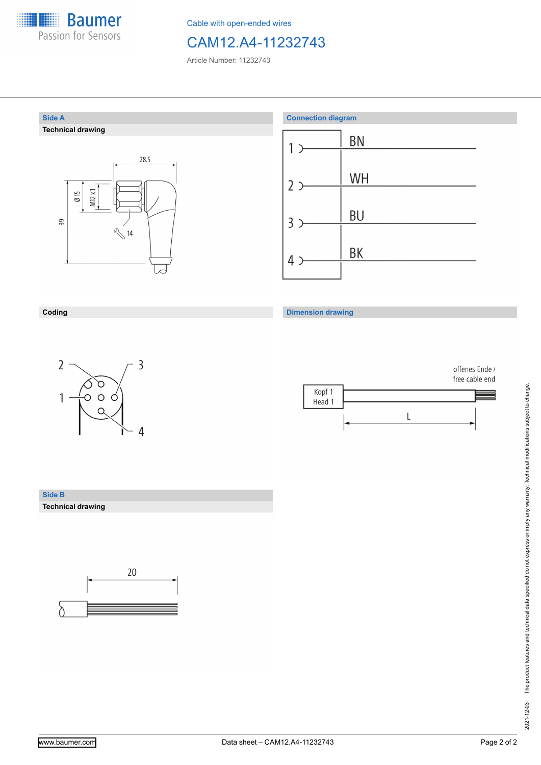Cable with open-ended wires

# CAM12.A4-11232743

Article Number: 11232743

## Side A

### Technical drawing

28.5

Ø 15

M12 x 1

39

14

## Connection diagram

1 BN

2 WH

3 BU

4 BK

### Coding

2

3

1

4

## Dimension drawing

Kopf 1
Head 1

offenes Ende /
free cable end

L

## Side B

### Technical drawing

20

The product features and technical data specified do not express or imply any warranty. Technical modifications subject to change.

2021-12-03

www.baumer.com

Data sheet – CAM12.A4-11232743